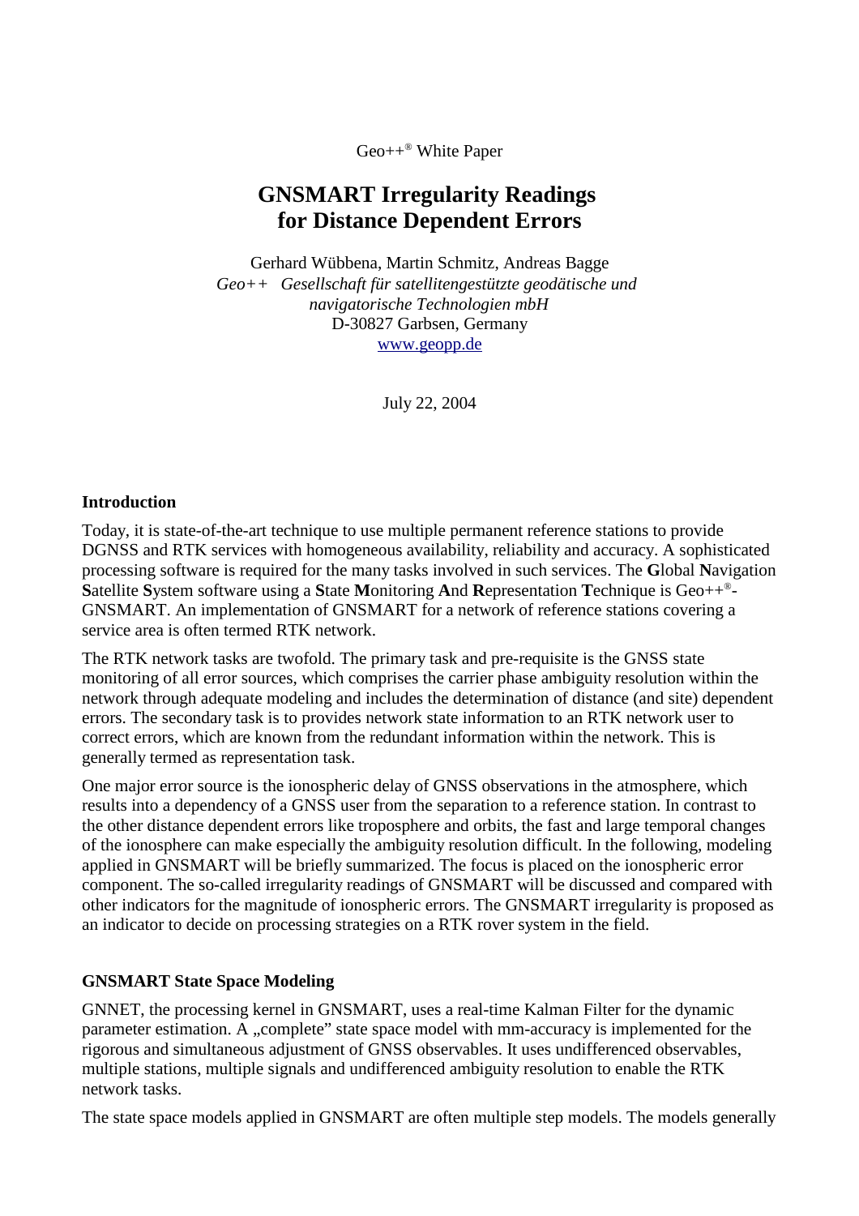Geo++® White Paper

# GNSMART Irregularity Readings for Distance Dependent Errors

Gerhard Wübbena, Martin Schmitz, Andreas Bagge

*Geo++ Gesellschaft für satellitengestützte geodätische und navigatorische Technologien mbH*

D-30827 Garbsen, Germany

www.geopp.de

July 22, 2004

## Introduction

Today, it is state-of-the-art technique to use multiple permanent reference stations to provide DGNSS and RTK services with homogeneous availability, reliability and accuracy. A sophisticated processing software is required for the many tasks involved in such services. The **G**lobal **N**avigation **S**atellite **S**ystem software using a **S**tate **M**onitoring **A**nd **R**epresentation **T**echnique is Geo++®-GNSMART. An implementation of GNSMART for a network of reference stations covering a service area is often termed RTK network.

The RTK network tasks are twofold. The primary task and pre-requisite is the GNSS state monitoring of all error sources, which comprises the carrier phase ambiguity resolution within the network through adequate modeling and includes the determination of distance (and site) dependent errors. The secondary task is to provides network state information to an RTK network user to correct errors, which are known from the redundant information within the network. This is generally termed as representation task.

One major error source is the ionospheric delay of GNSS observations in the atmosphere, which results into a dependency of a GNSS user from the separation to a reference station. In contrast to the other distance dependent errors like troposphere and orbits, the fast and large temporal changes of the ionosphere can make especially the ambiguity resolution difficult. In the following, modeling applied in GNSMART will be briefly summarized. The focus is placed on the ionospheric error component. The so-called irregularity readings of GNSMART will be discussed and compared with other indicators for the magnitude of ionospheric errors. The GNSMART irregularity is proposed as an indicator to decide on processing strategies on a RTK rover system in the field.

## GNSMART State Space Modeling

GNNET, the processing kernel in GNSMART, uses a real-time Kalman Filter for the dynamic parameter estimation. A „complete" state space model with mm-accuracy is implemented for the rigorous and simultaneous adjustment of GNSS observables. It uses undifferenced observables, multiple stations, multiple signals and undifferenced ambiguity resolution to enable the RTK network tasks.

The state space models applied in GNSMART are often multiple step models. The models generally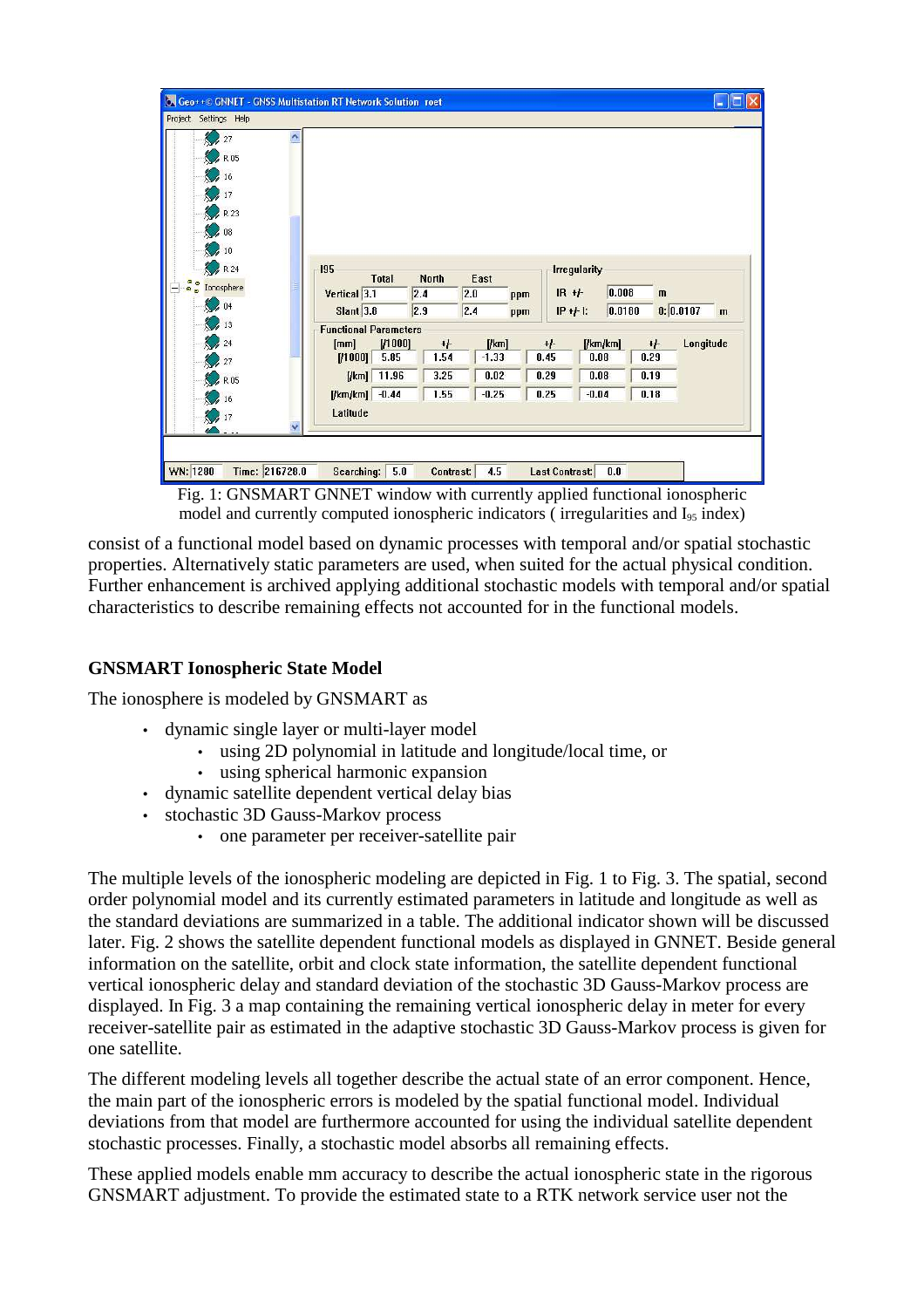Fig. 1: GNSMART GNNET window with currently applied functional ionospheric model and currently computed ionospheric indicators ( irregularities and $I_{95}$ index)

consist of a functional model based on dynamic processes with temporal and/or spatial stochastic properties. Alternatively static parameters are used, when suited for the actual physical condition. Further enhancement is archived applying additional stochastic models with temporal and/or spatial characteristics to describe remaining effects not accounted for in the functional models.

## GNSMART Ionospheric State Model

The ionosphere is modeled by GNSMART as

- dynamic single layer or multi-layer model
  - using 2D polynomial in latitude and longitude/local time, or
  - using spherical harmonic expansion
- dynamic satellite dependent vertical delay bias
- stochastic 3D Gauss-Markov process
  - one parameter per receiver-satellite pair

The multiple levels of the ionospheric modeling are depicted in Fig. 1 to Fig. 3. The spatial, second order polynomial model and its currently estimated parameters in latitude and longitude as well as the standard deviations are summarized in a table. The additional indicator shown will be discussed later. Fig. 2 shows the satellite dependent functional models as displayed in GNNET. Beside general information on the satellite, orbit and clock state information, the satellite dependent functional vertical ionospheric delay and standard deviation of the stochastic 3D Gauss-Markov process are displayed. In Fig. 3 a map containing the remaining vertical ionospheric delay in meter for every receiver-satellite pair as estimated in the adaptive stochastic 3D Gauss-Markov process is given for one satellite.

The different modeling levels all together describe the actual state of an error component. Hence, the main part of the ionospheric errors is modeled by the spatial functional model. Individual deviations from that model are furthermore accounted for using the individual satellite dependent stochastic processes. Finally, a stochastic model absorbs all remaining effects.

These applied models enable mm accuracy to describe the actual ionospheric state in the rigorous GNSMART adjustment. To provide the estimated state to a RTK network service user not the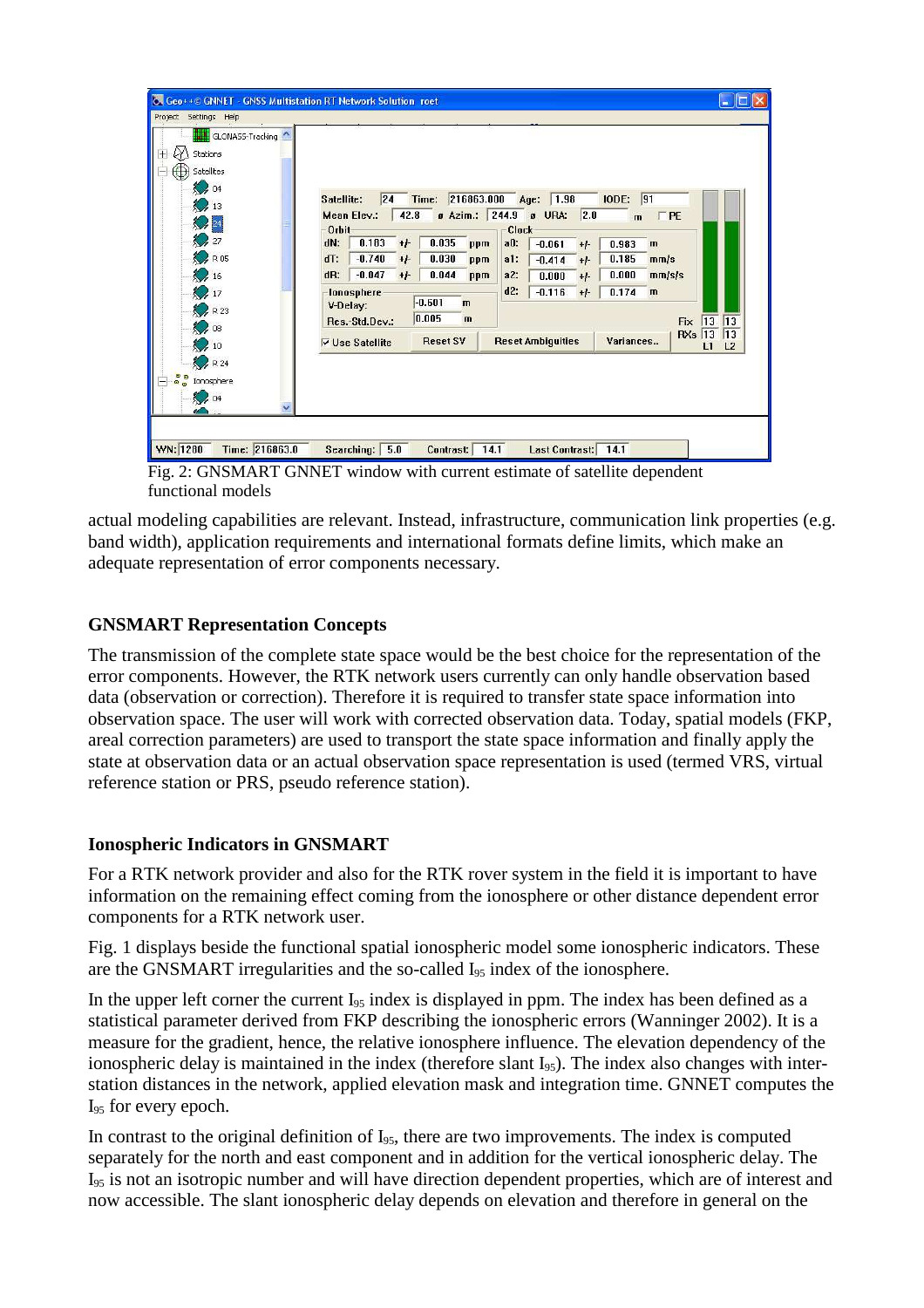Fig. 2: GNSMART GNNET window with current estimate of satellite dependent functional models

actual modeling capabilities are relevant. Instead, infrastructure, communication link properties (e.g. band width), application requirements and international formats define limits, which make an adequate representation of error components necessary.

## GNSMART Representation Concepts

The transmission of the complete state space would be the best choice for the representation of the error components. However, the RTK network users currently can only handle observation based data (observation or correction). Therefore it is required to transfer state space information into observation space. The user will work with corrected observation data. Today, spatial models (FKP, areal correction parameters) are used to transport the state space information and finally apply the state at observation data or an actual observation space representation is used (termed VRS, virtual reference station or PRS, pseudo reference station).

## Ionospheric Indicators in GNSMART

For a RTK network provider and also for the RTK rover system in the field it is important to have information on the remaining effect coming from the ionosphere or other distance dependent error components for a RTK network user.

Fig. 1 displays beside the functional spatial ionospheric model some ionospheric indicators. These are the GNSMART irregularities and the so-called $I_{95}$ index of the ionosphere.

In the upper left corner the current $I_{95}$ index is displayed in ppm. The index has been defined as a statistical parameter derived from FKP describing the ionospheric errors (Wanninger 2002). It is a measure for the gradient, hence, the relative ionosphere influence. The elevation dependency of the ionospheric delay is maintained in the index (therefore slant $I_{95}$). The index also changes with inter-station distances in the network, applied elevation mask and integration time. GNNET computes the $I_{95}$ for every epoch.

In contrast to the original definition of $I_{95}$, there are two improvements. The index is computed separately for the north and east component and in addition for the vertical ionospheric delay. The $I_{95}$ is not an isotropic number and will have direction dependent properties, which are of interest and now accessible. The slant ionospheric delay depends on elevation and therefore in general on the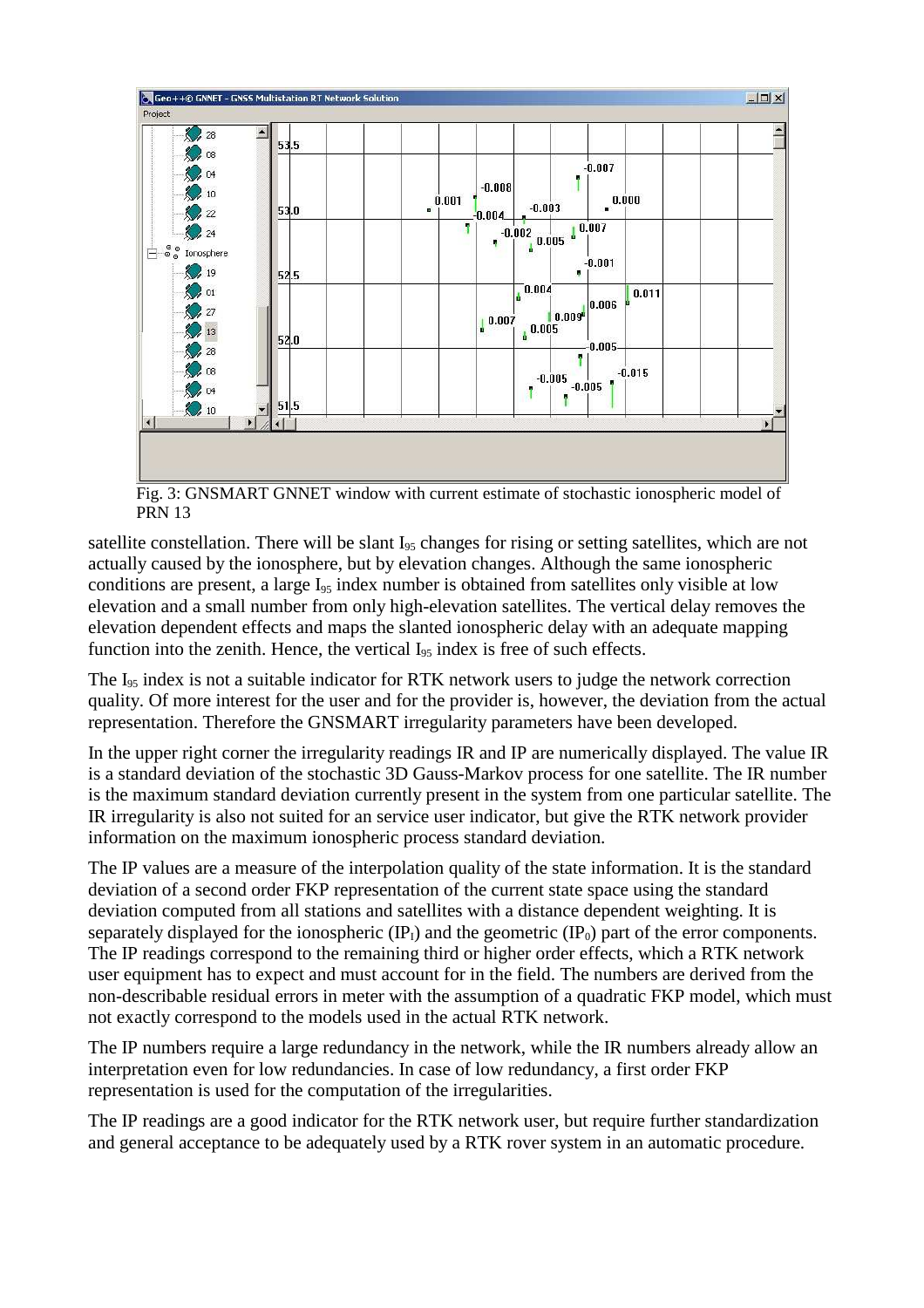Fig. 3: GNSMART GNNET window with current estimate of stochastic ionospheric model of PRN 13

satellite constellation. There will be slant $I_{95}$ changes for rising or setting satellites, which are not actually caused by the ionosphere, but by elevation changes. Although the same ionospheric conditions are present, a large $I_{95}$ index number is obtained from satellites only visible at low elevation and a small number from only high-elevation satellites. The vertical delay removes the elevation dependent effects and maps the slanted ionospheric delay with an adequate mapping function into the zenith. Hence, the vertical $I_{95}$ index is free of such effects.

The $I_{95}$ index is not a suitable indicator for RTK network users to judge the network correction quality. Of more interest for the user and for the provider is, however, the deviation from the actual representation. Therefore the GNSMART irregularity parameters have been developed.

In the upper right corner the irregularity readings IR and IP are numerically displayed. The value IR is a standard deviation of the stochastic 3D Gauss-Markov process for one satellite. The IR number is the maximum standard deviation currently present in the system from one particular satellite. The IR irregularity is also not suited for an service user indicator, but give the RTK network provider information on the maximum ionospheric process standard deviation.

The IP values are a measure of the interpolation quality of the state information. It is the standard deviation of a second order FKP representation of the current state space using the standard deviation computed from all stations and satellites with a distance dependent weighting. It is separately displayed for the ionospheric ($IP_I$) and the geometric ($IP_0$) part of the error components. The IP readings correspond to the remaining third or higher order effects, which a RTK network user equipment has to expect and must account for in the field. The numbers are derived from the non-describable residual errors in meter with the assumption of a quadratic FKP model, which must not exactly correspond to the models used in the actual RTK network.

The IP numbers require a large redundancy in the network, while the IR numbers already allow an interpretation even for low redundancies. In case of low redundancy, a first order FKP representation is used for the computation of the irregularities.

The IP readings are a good indicator for the RTK network user, but require further standardization and general acceptance to be adequately used by a RTK rover system in an automatic procedure.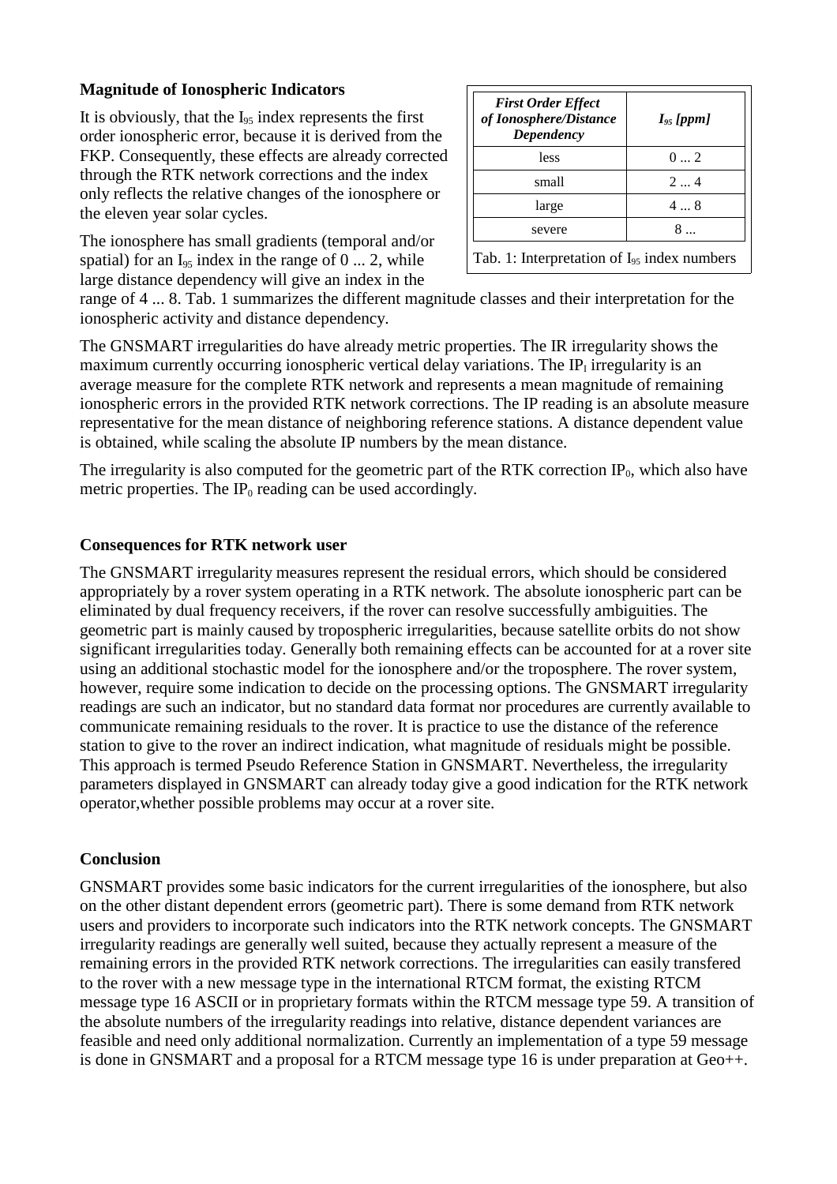### Magnitude of Ionospheric Indicators

It is obviously, that the $I_{95}$ index represents the first order ionospheric error, because it is derived from the FKP. Consequently, these effects are already corrected through the RTK network corrections and the index only reflects the relative changes of the ionosphere or the eleven year solar cycles.

The ionosphere has small gradients (temporal and/or spatial) for an $I_{95}$ index in the range of 0 ... 2, while large distance dependency will give an index in the range of 4 ... 8. Tab. 1 summarizes the different magnitude classes and their interpretation for the ionospheric activity and distance dependency.

| ***First Order Effect of Ionosphere/Distance Dependency*** | ***$I_{95}$ [ppm]*** |
|---|---|
| less | 0 ... 2 |
| small | 2 ... 4 |
| large | 4 ... 8 |
| severe | 8 ... |

Tab. 1: Interpretation of $I_{95}$ index numbers

The GNSMART irregularities do have already metric properties. The IR irregularity shows the maximum currently occurring ionospheric vertical delay variations. The $IP_I$ irregularity is an average measure for the complete RTK network and represents a mean magnitude of remaining ionospheric errors in the provided RTK network corrections. The IP reading is an absolute measure representative for the mean distance of neighboring reference stations. A distance dependent value is obtained, while scaling the absolute IP numbers by the mean distance.

The irregularity is also computed for the geometric part of the RTK correction $IP_0$, which also have metric properties. The $IP_0$ reading can be used accordingly.

### Consequences for RTK network user

The GNSMART irregularity measures represent the residual errors, which should be considered appropriately by a rover system operating in a RTK network. The absolute ionospheric part can be eliminated by dual frequency receivers, if the rover can resolve successfully ambiguities. The geometric part is mainly caused by tropospheric irregularities, because satellite orbits do not show significant irregularities today. Generally both remaining effects can be accounted for at a rover site using an additional stochastic model for the ionosphere and/or the troposphere. The rover system, however, require some indication to decide on the processing options. The GNSMART irregularity readings are such an indicator, but no standard data format nor procedures are currently available to communicate remaining residuals to the rover. It is practice to use the distance of the reference station to give to the rover an indirect indication, what magnitude of residuals might be possible. This approach is termed Pseudo Reference Station in GNSMART. Nevertheless, the irregularity parameters displayed in GNSMART can already today give a good indication for the RTK network operator,whether possible problems may occur at a rover site.

### Conclusion

GNSMART provides some basic indicators for the current irregularities of the ionosphere, but also on the other distant dependent errors (geometric part). There is some demand from RTK network users and providers to incorporate such indicators into the RTK network concepts. The GNSMART irregularity readings are generally well suited, because they actually represent a measure of the remaining errors in the provided RTK network corrections. The irregularities can easily transfered to the rover with a new message type in the international RTCM format, the existing RTCM message type 16 ASCII or in proprietary formats within the RTCM message type 59. A transition of the absolute numbers of the irregularity readings into relative, distance dependent variances are feasible and need only additional normalization. Currently an implementation of a type 59 message is done in GNSMART and a proposal for a RTCM message type 16 is under preparation at Geo++.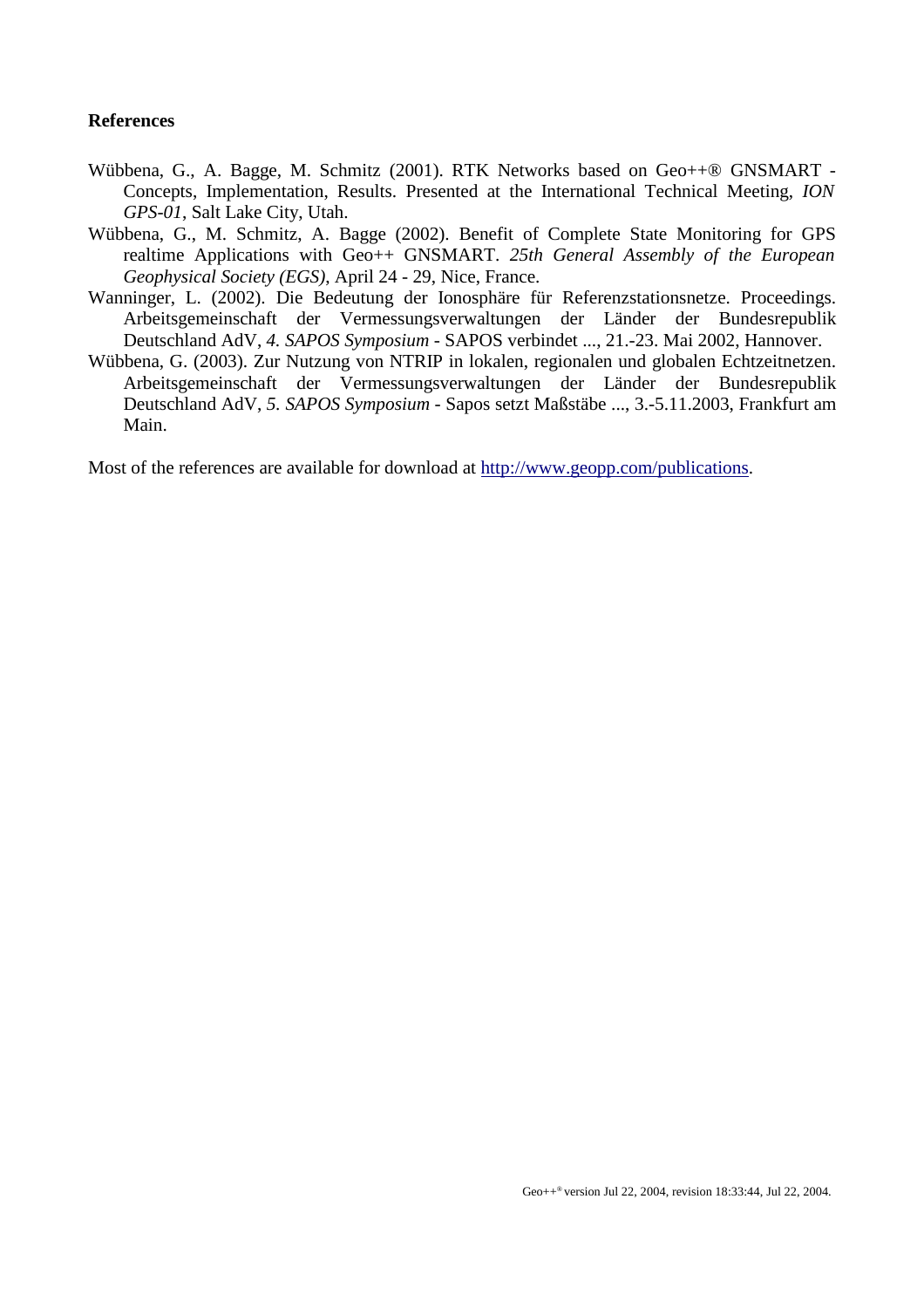**References**

Wübbena, G., A. Bagge, M. Schmitz (2001). RTK Networks based on Geo++® GNSMART - Concepts, Implementation, Results. Presented at the International Technical Meeting, *ION GPS-01*, Salt Lake City, Utah.

Wübbena, G., M. Schmitz, A. Bagge (2002). Benefit of Complete State Monitoring for GPS realtime Applications with Geo++ GNSMART. *25th General Assembly of the European Geophysical Society (EGS)*, April 24 - 29, Nice, France.

Wanninger, L. (2002). Die Bedeutung der Ionosphäre für Referenzstationsnetze. Proceedings. Arbeitsgemeinschaft der Vermessungsverwaltungen der Länder der Bundesrepublik Deutschland AdV, *4. SAPOS Symposium* - SAPOS verbindet ..., 21.-23. Mai 2002, Hannover.

Wübbena, G. (2003). Zur Nutzung von NTRIP in lokalen, regionalen und globalen Echtzeitnetzen. Arbeitsgemeinschaft der Vermessungsverwaltungen der Länder der Bundesrepublik Deutschland AdV, *5. SAPOS Symposium* - Sapos setzt Maßstäbe ..., 3.-5.11.2003, Frankfurt am Main.

Most of the references are available for download at http://www.geopp.com/publications.